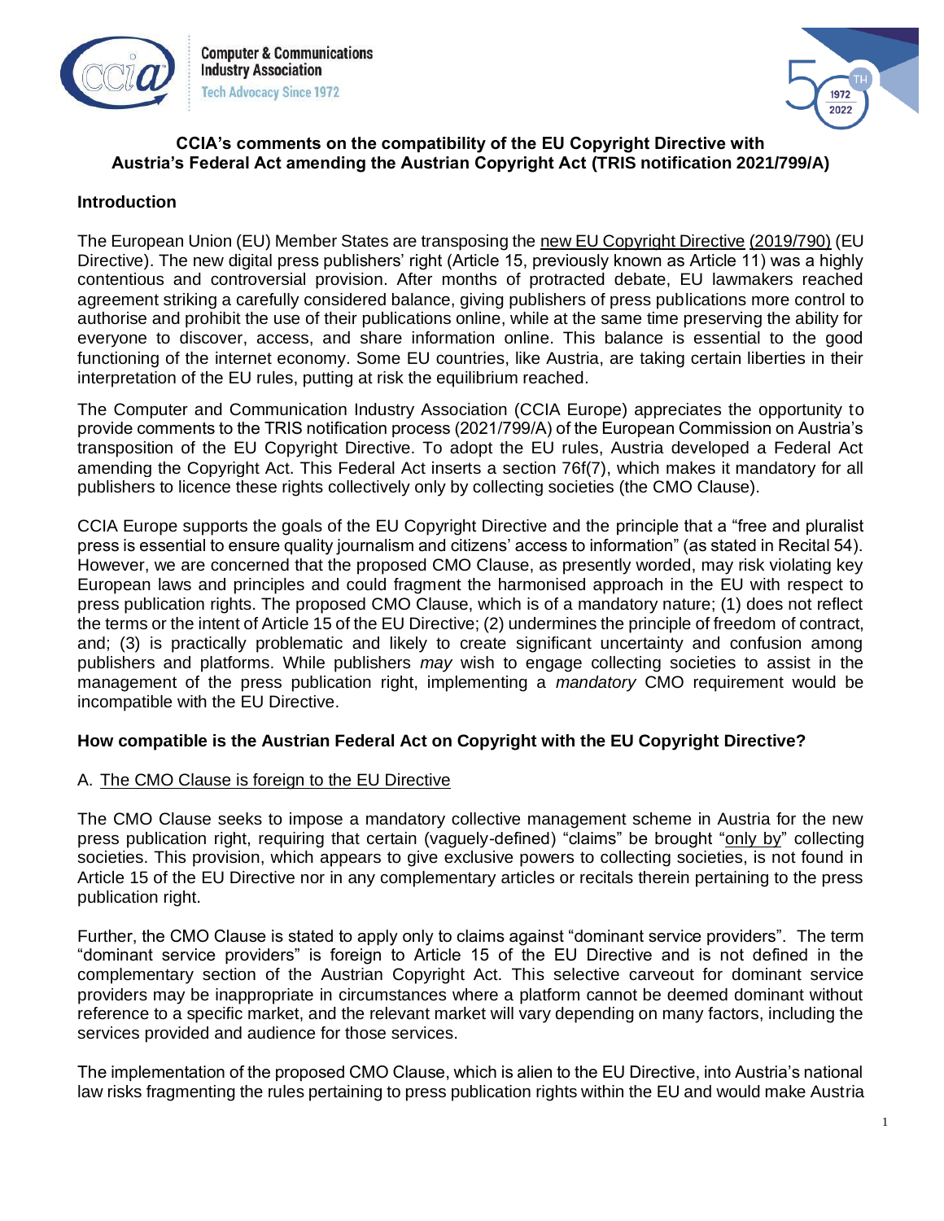**CCIA's comments on the compatibility of the EU Copyright Directive with Austria's Federal Act amending the Austrian Copyright Act (TRIS notification 2021/799/A)**

## Introduction

The European Union (EU) Member States are transposing the new EU Copyright Directive (2019/790) (EU Directive). The new digital press publishers' right (Article 15, previously known as Article 11) was a highly contentious and controversial provision. After months of protracted debate, EU lawmakers reached agreement striking a carefully considered balance, giving publishers of press publications more control to authorise and prohibit the use of their publications online, while at the same time preserving the ability for everyone to discover, access, and share information online. This balance is essential to the good functioning of the internet economy. Some EU countries, like Austria, are taking certain liberties in their interpretation of the EU rules, putting at risk the equilibrium reached.

The Computer and Communication Industry Association (CCIA Europe) appreciates the opportunity to provide comments to the TRIS notification process (2021/799/A) of the European Commission on Austria's transposition of the EU Copyright Directive. To adopt the EU rules, Austria developed a Federal Act amending the Copyright Act. This Federal Act inserts a section 76f(7), which makes it mandatory for all publishers to licence these rights collectively only by collecting societies (the CMO Clause).

CCIA Europe supports the goals of the EU Copyright Directive and the principle that a "free and pluralist press is essential to ensure quality journalism and citizens' access to information" (as stated in Recital 54). However, we are concerned that the proposed CMO Clause, as presently worded, may risk violating key European laws and principles and could fragment the harmonised approach in the EU with respect to press publication rights. The proposed CMO Clause, which is of a mandatory nature; (1) does not reflect the terms or the intent of Article 15 of the EU Directive; (2) undermines the principle of freedom of contract, and; (3) is practically problematic and likely to create significant uncertainty and confusion among publishers and platforms. While publishers *may* wish to engage collecting societies to assist in the management of the press publication right, implementing a *mandatory* CMO requirement would be incompatible with the EU Directive.

## How compatible is the Austrian Federal Act on Copyright with the EU Copyright Directive?

### A. The CMO Clause is foreign to the EU Directive

The CMO Clause seeks to impose a mandatory collective management scheme in Austria for the new press publication right, requiring that certain (vaguely-defined) "claims" be brought "only by" collecting societies. This provision, which appears to give exclusive powers to collecting societies, is not found in Article 15 of the EU Directive nor in any complementary articles or recitals therein pertaining to the press publication right.

Further, the CMO Clause is stated to apply only to claims against "dominant service providers". The term "dominant service providers" is foreign to Article 15 of the EU Directive and is not defined in the complementary section of the Austrian Copyright Act. This selective carveout for dominant service providers may be inappropriate in circumstances where a platform cannot be deemed dominant without reference to a specific market, and the relevant market will vary depending on many factors, including the services provided and audience for those services.

The implementation of the proposed CMO Clause, which is alien to the EU Directive, into Austria's national law risks fragmenting the rules pertaining to press publication rights within the EU and would make Austria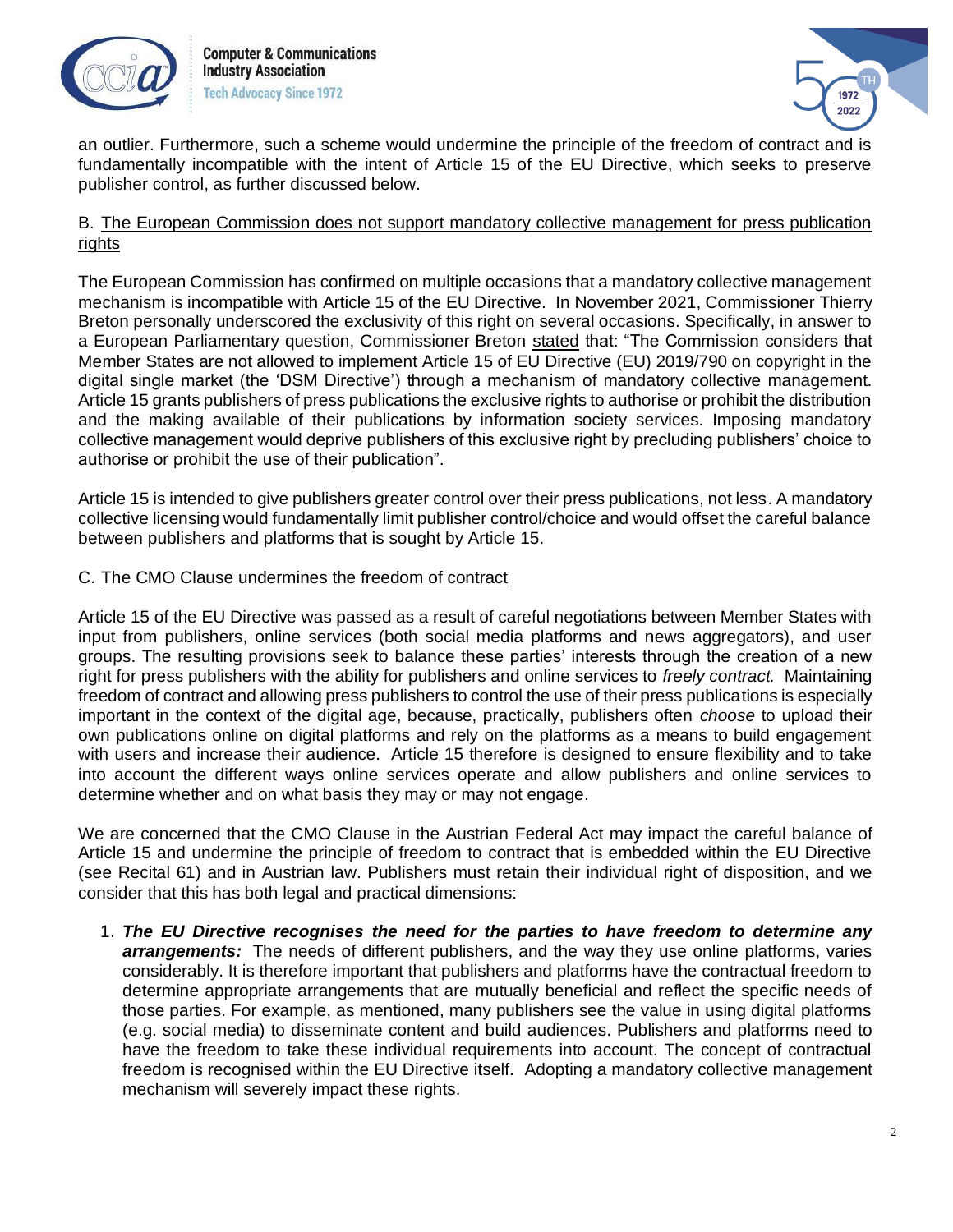an outlier. Furthermore, such a scheme would undermine the principle of the freedom of contract and is fundamentally incompatible with the intent of Article 15 of the EU Directive, which seeks to preserve publisher control, as further discussed below.

## B. The European Commission does not support mandatory collective management for press publication rights

The European Commission has confirmed on multiple occasions that a mandatory collective management mechanism is incompatible with Article 15 of the EU Directive. In November 2021, Commissioner Thierry Breton personally underscored the exclusivity of this right on several occasions. Specifically, in answer to a European Parliamentary question, Commissioner Breton stated that: "The Commission considers that Member States are not allowed to implement Article 15 of EU Directive (EU) 2019/790 on copyright in the digital single market (the 'DSM Directive') through a mechanism of mandatory collective management. Article 15 grants publishers of press publications the exclusive rights to authorise or prohibit the distribution and the making available of their publications by information society services. Imposing mandatory collective management would deprive publishers of this exclusive right by precluding publishers' choice to authorise or prohibit the use of their publication".

Article 15 is intended to give publishers greater control over their press publications, not less. A mandatory collective licensing would fundamentally limit publisher control/choice and would offset the careful balance between publishers and platforms that is sought by Article 15.

## C. The CMO Clause undermines the freedom of contract

Article 15 of the EU Directive was passed as a result of careful negotiations between Member States with input from publishers, online services (both social media platforms and news aggregators), and user groups. The resulting provisions seek to balance these parties' interests through the creation of a new right for press publishers with the ability for publishers and online services to *freely contract.* Maintaining freedom of contract and allowing press publishers to control the use of their press publications is especially important in the context of the digital age, because, practically, publishers often *choose* to upload their own publications online on digital platforms and rely on the platforms as a means to build engagement with users and increase their audience. Article 15 therefore is designed to ensure flexibility and to take into account the different ways online services operate and allow publishers and online services to determine whether and on what basis they may or may not engage.

We are concerned that the CMO Clause in the Austrian Federal Act may impact the careful balance of Article 15 and undermine the principle of freedom to contract that is embedded within the EU Directive (see Recital 61) and in Austrian law. Publishers must retain their individual right of disposition, and we consider that this has both legal and practical dimensions:

1. ***The EU Directive recognises the need for the parties to have freedom to determine any arrangements:*** The needs of different publishers, and the way they use online platforms, varies considerably. It is therefore important that publishers and platforms have the contractual freedom to determine appropriate arrangements that are mutually beneficial and reflect the specific needs of those parties. For example, as mentioned, many publishers see the value in using digital platforms (e.g. social media) to disseminate content and build audiences. Publishers and platforms need to have the freedom to take these individual requirements into account. The concept of contractual freedom is recognised within the EU Directive itself. Adopting a mandatory collective management mechanism will severely impact these rights.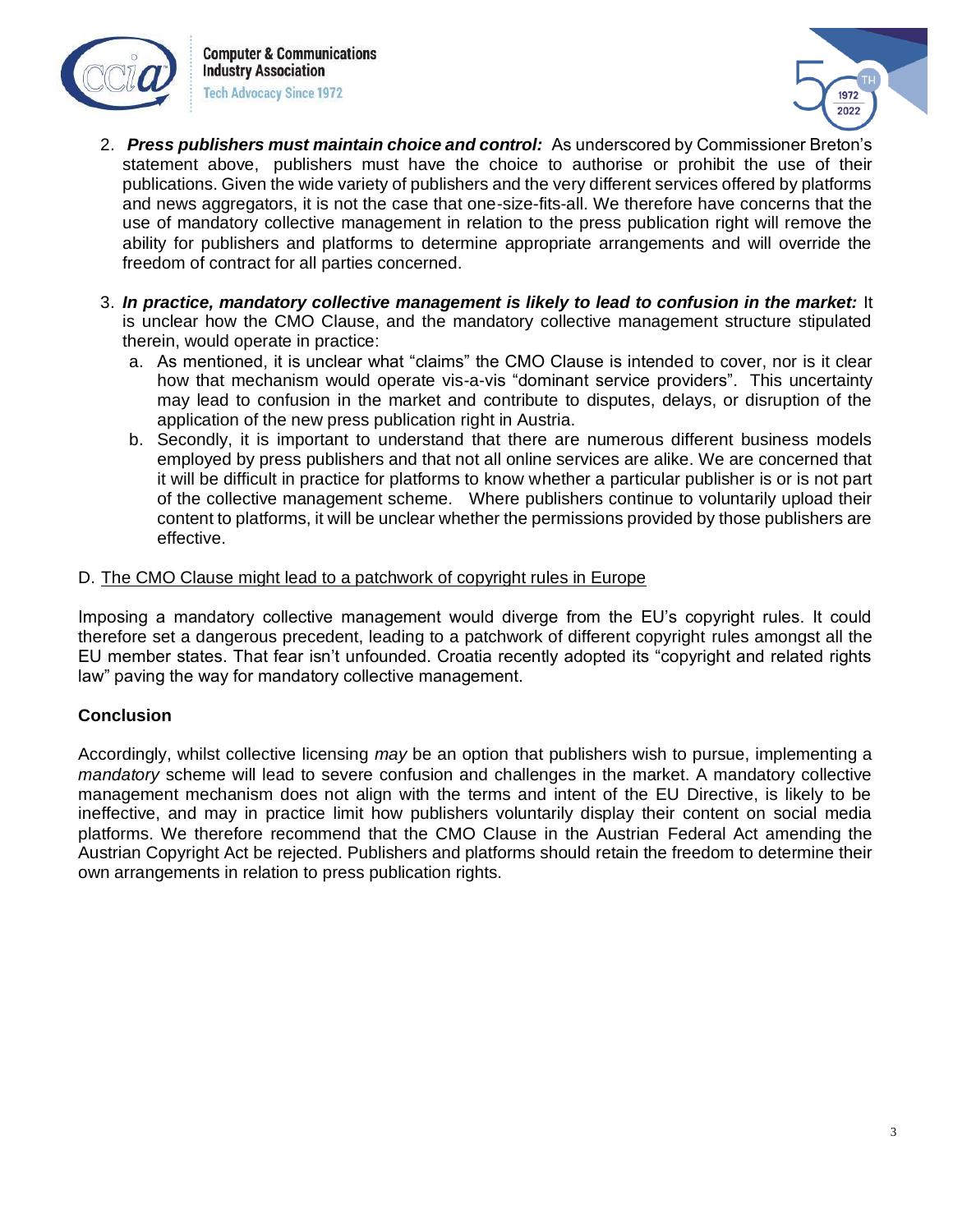2. ***Press publishers must maintain choice and control:*** As underscored by Commissioner Breton's statement above, publishers must have the choice to authorise or prohibit the use of their publications. Given the wide variety of publishers and the very different services offered by platforms and news aggregators, it is not the case that one-size-fits-all. We therefore have concerns that the use of mandatory collective management in relation to the press publication right will remove the ability for publishers and platforms to determine appropriate arrangements and will override the freedom of contract for all parties concerned.

3. ***In practice, mandatory collective management is likely to lead to confusion in the market:*** It is unclear how the CMO Clause, and the mandatory collective management structure stipulated therein, would operate in practice:
   a. As mentioned, it is unclear what "claims" the CMO Clause is intended to cover, nor is it clear how that mechanism would operate vis-a-vis "dominant service providers". This uncertainty may lead to confusion in the market and contribute to disputes, delays, or disruption of the application of the new press publication right in Austria.
   b. Secondly, it is important to understand that there are numerous different business models employed by press publishers and that not all online services are alike. We are concerned that it will be difficult in practice for platforms to know whether a particular publisher is or is not part of the collective management scheme. Where publishers continue to voluntarily upload their content to platforms, it will be unclear whether the permissions provided by those publishers are effective.

D. <u>The CMO Clause might lead to a patchwork of copyright rules in Europe</u>

Imposing a mandatory collective management would diverge from the EU's copyright rules. It could therefore set a dangerous precedent, leading to a patchwork of different copyright rules amongst all the EU member states. That fear isn't unfounded. Croatia recently adopted its "copyright and related rights law" paving the way for mandatory collective management.

**Conclusion**

Accordingly, whilst collective licensing *may* be an option that publishers wish to pursue, implementing a *mandatory* scheme will lead to severe confusion and challenges in the market. A mandatory collective management mechanism does not align with the terms and intent of the EU Directive, is likely to be ineffective, and may in practice limit how publishers voluntarily display their content on social media platforms. We therefore recommend that the CMO Clause in the Austrian Federal Act amending the Austrian Copyright Act be rejected. Publishers and platforms should retain the freedom to determine their own arrangements in relation to press publication rights.